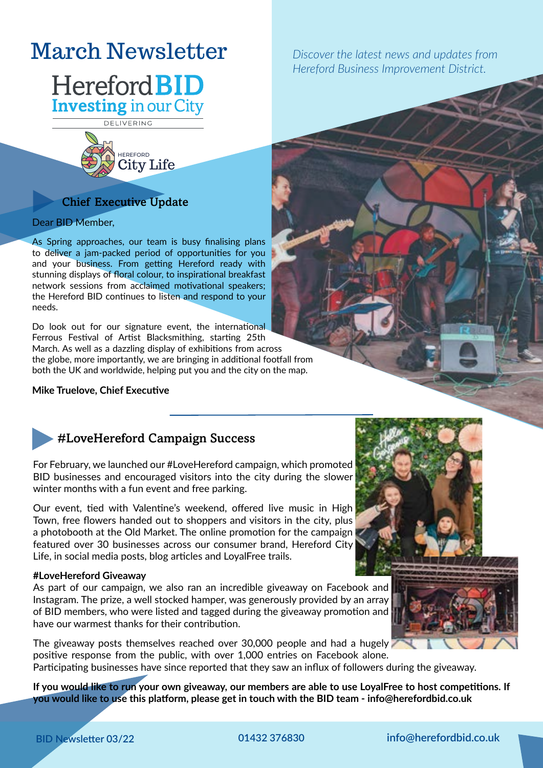# March Newsletter

Hereford BID
Investing in our City

DELIVERING

HEREFORD City Life

*Discover the latest news and updates from Hereford Business Improvement District.*

## Chief Executive Update

Dear BID Member,

As Spring approaches, our team is busy finalising plans to deliver a jam-packed period of opportunities for you and your business. From getting Hereford ready with stunning displays of floral colour, to inspirational breakfast network sessions from acclaimed motivational speakers; the Hereford BID continues to listen and respond to your needs.

Do look out for our signature event, the international Ferrous Festival of Artist Blacksmithing, starting 25th March. As well as a dazzling display of exhibitions from across the globe, more importantly, we are bringing in additional footfall from both the UK and worldwide, helping put you and the city on the map.

**Mike Truelove, Chief Executive**

## #LoveHereford Campaign Success

For February, we launched our #LoveHereford campaign, which promoted BID businesses and encouraged visitors into the city during the slower winter months with a fun event and free parking.

Our event, tied with Valentine's weekend, offered live music in High Town, free flowers handed out to shoppers and visitors in the city, plus a photobooth at the Old Market. The online promotion for the campaign featured over 30 businesses across our consumer brand, Hereford City Life, in social media posts, blog articles and LoyalFree trails.

**#LoveHereford Giveaway**

As part of our campaign, we also ran an incredible giveaway on Facebook and Instagram. The prize, a well stocked hamper, was generously provided by an array of BID members, who were listed and tagged during the giveaway promotion and have our warmest thanks for their contribution.

The giveaway posts themselves reached over 30,000 people and had a hugely positive response from the public, with over 1,000 entries on Facebook alone. Participating businesses have since reported that they saw an influx of followers during the giveaway.

**If you would like to run your own giveaway, our members are able to use LoyalFree to host competitions. If you would like to use this platform, please get in touch with the BID team - info@herefordbid.co.uk**

BID Newsletter 03/22 | 01432 376830 | info@herefordbid.co.uk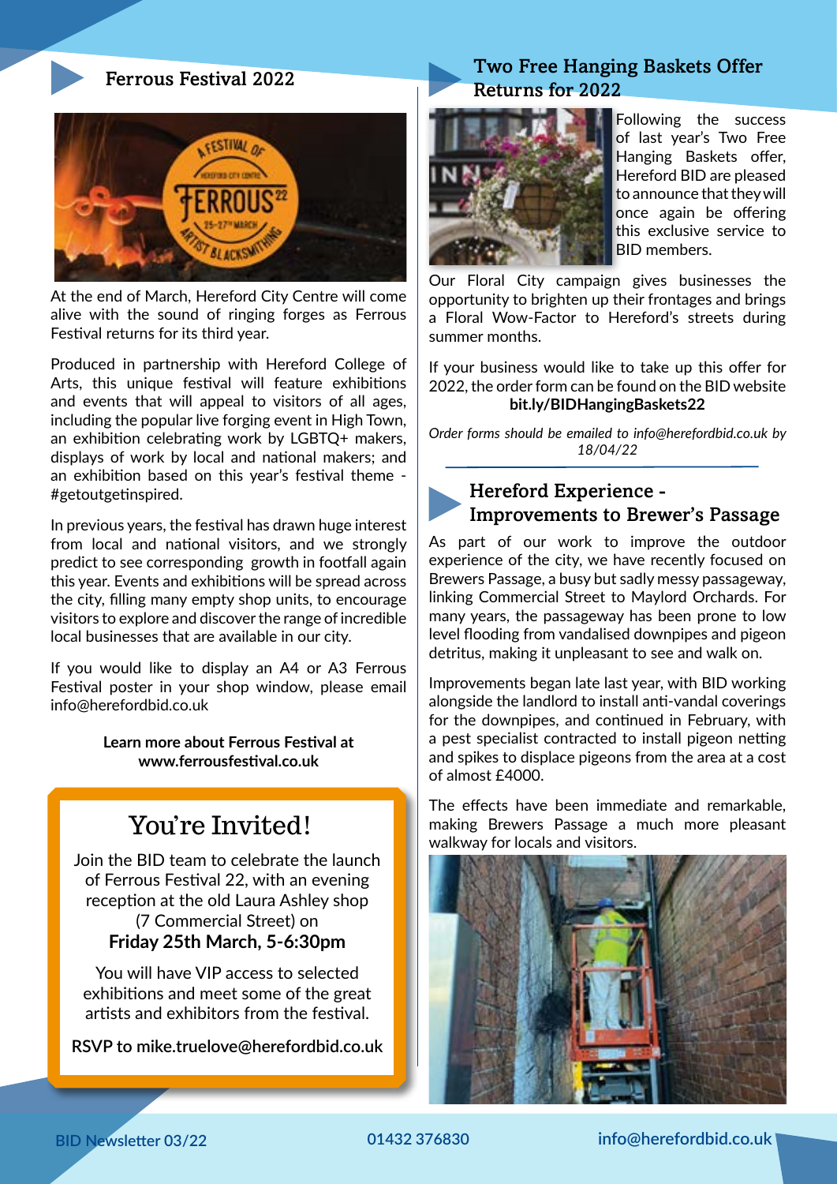## Ferrous Festival 2022

At the end of March, Hereford City Centre will come alive with the sound of ringing forges as Ferrous Festival returns for its third year.

Produced in partnership with Hereford College of Arts, this unique festival will feature exhibitions and events that will appeal to visitors of all ages, including the popular live forging event in High Town, an exhibition celebrating work by LGBTQ+ makers, displays of work by local and national makers; and an exhibition based on this year's festival theme - #getoutgetinspired.

In previous years, the festival has drawn huge interest from local and national visitors, and we strongly predict to see corresponding growth in footfall again this year. Events and exhibitions will be spread across the city, filling many empty shop units, to encourage visitors to explore and discover the range of incredible local businesses that are available in our city.

If you would like to display an A4 or A3 Ferrous Festival poster in your shop window, please email info@herefordbid.co.uk

**Learn more about Ferrous Festival at www.ferrousfestival.co.uk**

### You're Invited!

Join the BID team to celebrate the launch of Ferrous Festival 22, with an evening reception at the old Laura Ashley shop (7 Commercial Street) on **Friday 25th March, 5-6:30pm**

You will have VIP access to selected exhibitions and meet some of the great artists and exhibitors from the festival.

**RSVP to mike.truelove@herefordbid.co.uk**

## Two Free Hanging Baskets Offer Returns for 2022

Following the success of last year's Two Free Hanging Baskets offer, Hereford BID are pleased to announce that they will once again be offering this exclusive service to BID members.

Our Floral City campaign gives businesses the opportunity to brighten up their frontages and brings a Floral Wow-Factor to Hereford's streets during summer months.

If your business would like to take up this offer for 2022, the order form can be found on the BID website **bit.ly/BIDHangingBaskets22**

*Order forms should be emailed to info@herefordbid.co.uk by 18/04/22*

## Hereford Experience - Improvements to Brewer's Passage

As part of our work to improve the outdoor experience of the city, we have recently focused on Brewers Passage, a busy but sadly messy passageway, linking Commercial Street to Maylord Orchards. For many years, the passageway has been prone to low level flooding from vandalised downpipes and pigeon detritus, making it unpleasant to see and walk on.

Improvements began late last year, with BID working alongside the landlord to install anti-vandal coverings for the downpipes, and continued in February, with a pest specialist contracted to install pigeon netting and spikes to displace pigeons from the area at a cost of almost £4000.

The effects have been immediate and remarkable, making Brewers Passage a much more pleasant walkway for locals and visitors.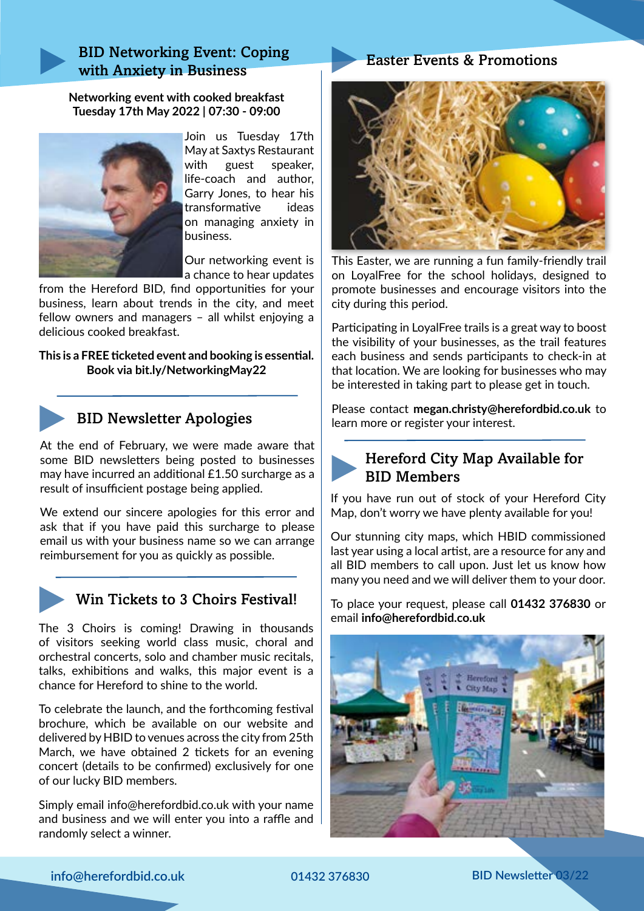## BID Networking Event: Coping with Anxiety in Business

**Networking event with cooked breakfast**
**Tuesday 17th May 2022 | 07:30 - 09:00**

Join us Tuesday 17th May at Saxtys Restaurant with guest speaker, life-coach and author, Garry Jones, to hear his transformative ideas on managing anxiety in business.

Our networking event is a chance to hear updates from the Hereford BID, find opportunities for your business, learn about trends in the city, and meet fellow owners and managers – all whilst enjoying a delicious cooked breakfast.

**This is a FREE ticketed event and booking is essential. Book via bit.ly/NetworkingMay22**

## BID Newsletter Apologies

At the end of February, we were made aware that some BID newsletters being posted to businesses may have incurred an additional £1.50 surcharge as a result of insufficient postage being applied.

We extend our sincere apologies for this error and ask that if you have paid this surcharge to please email us with your business name so we can arrange reimbursement for you as quickly as possible.

## Win Tickets to 3 Choirs Festival!

The 3 Choirs is coming! Drawing in thousands of visitors seeking world class music, choral and orchestral concerts, solo and chamber music recitals, talks, exhibitions and walks, this major event is a chance for Hereford to shine to the world.

To celebrate the launch, and the forthcoming festival brochure, which be available on our website and delivered by HBID to venues across the city from 25th March, we have obtained 2 tickets for an evening concert (details to be confirmed) exclusively for one of our lucky BID members.

Simply email info@herefordbid.co.uk with your name and business and we will enter you into a raffle and randomly select a winner.

## Easter Events & Promotions

This Easter, we are running a fun family-friendly trail on LoyalFree for the school holidays, designed to promote businesses and encourage visitors into the city during this period.

Participating in LoyalFree trails is a great way to boost the visibility of your businesses, as the trail features each business and sends participants to check-in at that location. We are looking for businesses who may be interested in taking part to please get in touch.

Please contact **megan.christy@herefordbid.co.uk** to learn more or register your interest.

## Hereford City Map Available for BID Members

If you have run out of stock of your Hereford City Map, don't worry we have plenty available for you!

Our stunning city maps, which HBID commissioned last year using a local artist, are a resource for any and all BID members to call upon. Just let us know how many you need and we will deliver them to your door.

To place your request, please call **01432 376830** or email **info@herefordbid.co.uk**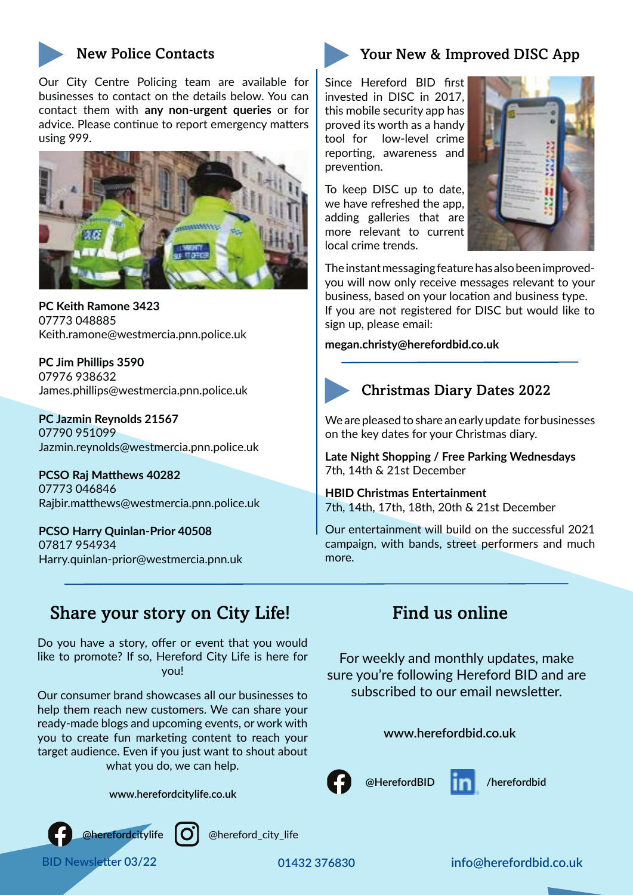## New Police Contacts

Our City Centre Policing team are available for businesses to contact on the details below. You can contact them with **any non-urgent queries** or for advice. Please continue to report emergency matters using 999.

**PC Keith Ramone 3423**
07773 048885
Keith.ramone@westmercia.pnn.police.uk

**PC Jim Phillips 3590**
07976 938632
James.phillips@westmercia.pnn.police.uk

**PC Jazmin Reynolds 21567**
07790 951099
Jazmin.reynolds@westmercia.pnn.police.uk

**PCSO Raj Matthews 40282**
07773 046846
Rajbir.matthews@westmercia.pnn.police.uk

**PCSO Harry Quinlan-Prior 40508**
07817 954934
Harry.quinlan-prior@westmercia.pnn.uk

## Your New & Improved DISC App

Since Hereford BID first invested in DISC in 2017, this mobile security app has proved its worth as a handy tool for low-level crime reporting, awareness and prevention.

To keep DISC up to date, we have refreshed the app, adding galleries that are more relevant to current local crime trends.

The instant messaging feature has also been improved- you will now only receive messages relevant to your business, based on your location and business type. If you are not registered for DISC but would like to sign up, please email:

**megan.christy@herefordbid.co.uk**

## Christmas Diary Dates 2022

We are pleased to share an early update for businesses on the key dates for your Christmas diary.

**Late Night Shopping / Free Parking Wednesdays**
7th, 14th & 21st December

**HBID Christmas Entertainment**
7th, 14th, 17th, 18th, 20th & 21st December

Our entertainment will build on the successful 2021 campaign, with bands, street performers and much more.

## Share your story on City Life!

Do you have a story, offer or event that you would like to promote? If so, Hereford City Life is here for you!

Our consumer brand showcases all our businesses to help them reach new customers. We can share your ready-made blogs and upcoming events, or work with you to create fun marketing content to reach your target audience. Even if you just want to shout about what you do, we can help.

**www.herefordcitylife.co.uk**

**@herefordcitylife** @hereford_city_life

## Find us online

For weekly and monthly updates, make sure you're following Hereford BID and are subscribed to our email newsletter.

**www.herefordbid.co.uk**

**@HerefordBID** **/herefordbid**

BID Newsletter 03/22 01432 376830 info@herefordbid.co.uk